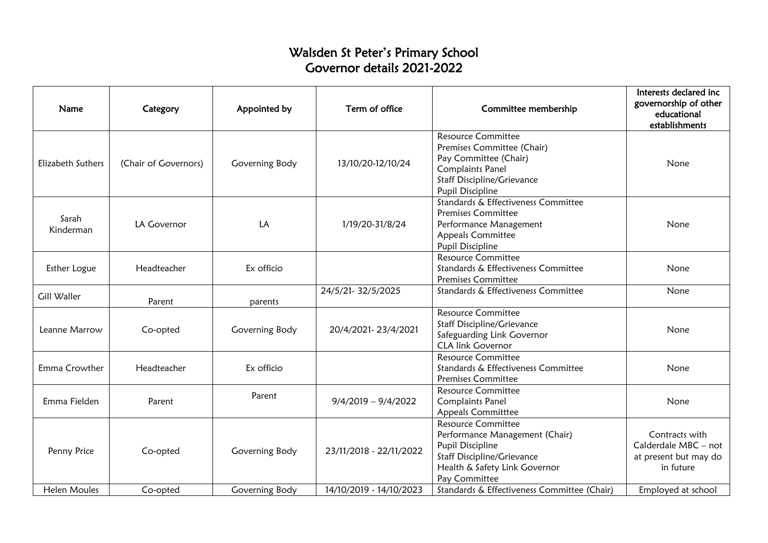# Walsden St Peter's Primary School
## Governor details 2021-2022

| Name | Category | Appointed by | Term of office | Committee membership | Interests declared inc governorship of other educational establishments |
|---|---|---|---|---|---|
| Elizabeth Suthers | (Chair of Governors) | Governing Body | 13/10/20-12/10/24 | Resource Committee<br>Premises Committee (Chair)<br>Pay Committee (Chair)<br>Complaints Panel<br>Staff Discipline/Grievance<br>Pupil Discipline | None |
| Sarah Kinderman | LA Governor | LA | 1/19/20-31/8/24 | Standards & Effectiveness Committee<br>Premises Committee<br>Performance Management<br>Appeals Committee<br>Pupil Discipline | None |
| Esther Logue | Headteacher | Ex officio | | Resource Committee<br>Standards & Effectiveness Committee<br>Premises Committee | None |
| Gill Waller | Parent | parents | 24/5/21- 32/5/2025 | Standards & Effectiveness Committee | None |
| Leanne Marrow | Co-opted | Governing Body | 20/4/2021- 23/4/2021 | Resource Committee<br>Staff Discipline/Grievance<br>Safeguarding Link Governor<br>CLA link Governor | None |
| Emma Crowther | Headteacher | Ex officio | | Resource Committee<br>Standards & Effectiveness Committee<br>Premises Committee | None |
| Emma Fielden | Parent | Parent | 9/4/2019 – 9/4/2022 | Resource Committee<br>Complaints Panel<br>Appeals Committtee | None |
| Penny Price | Co-opted | Governing Body | 23/11/2018 - 22/11/2022 | Resource Committee<br>Performance Management (Chair)<br>Pupil Discipline<br>Staff Discipline/Grievance<br>Health & Safety Link Governor<br>Pay Committee | Contracts with Calderdale MBC – not at present but may do in future |
| Helen Moules | Co-opted | Governing Body | 14/10/2019 - 14/10/2023 | Standards & Effectiveness Committee (Chair) | Employed at school |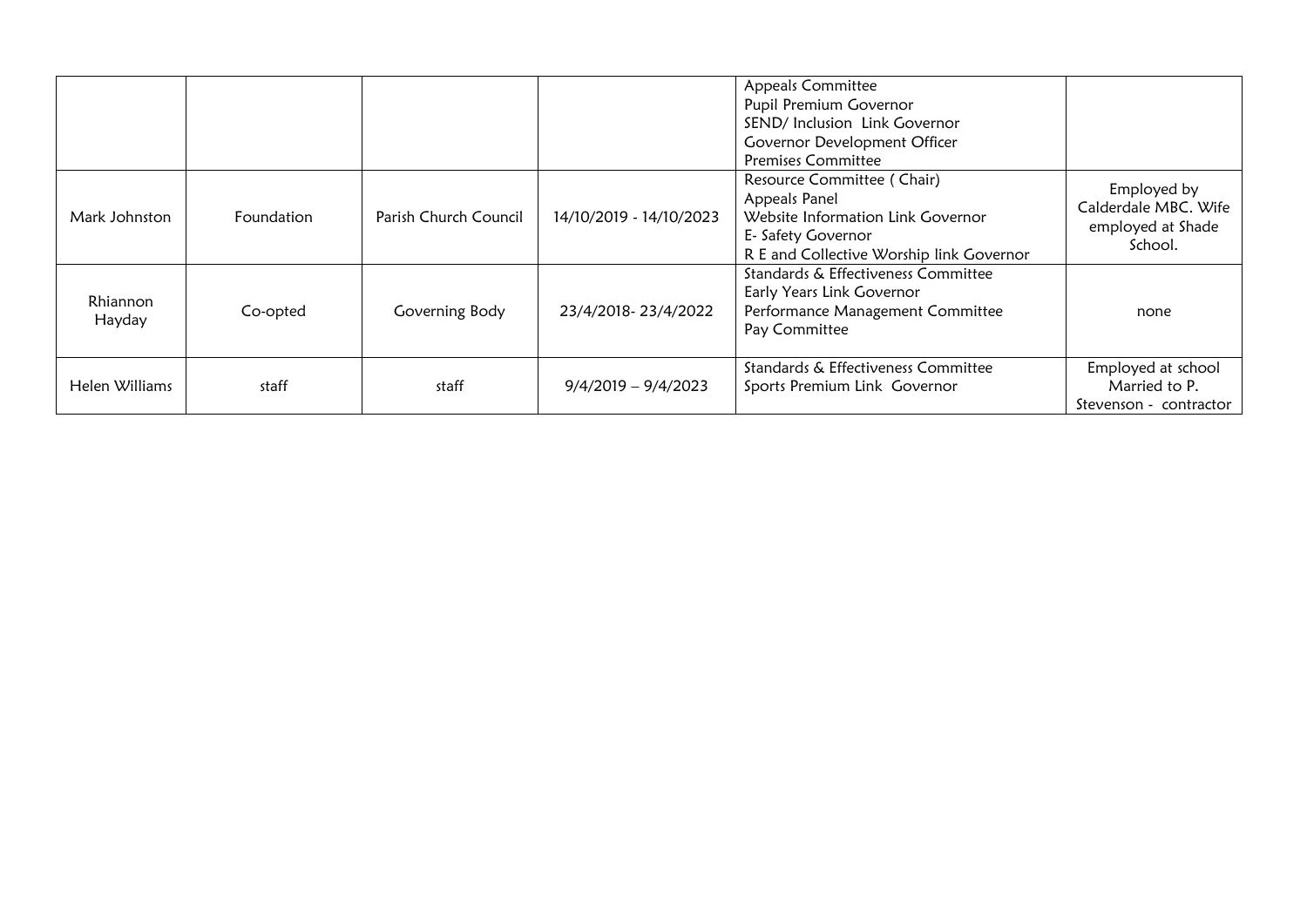| | | | | | |
|---|---|---|---|---|---|
| | | | | Appeals Committee<br>Pupil Premium Governor<br>SEND/ Inclusion Link Governor<br>Governor Development Officer<br>Premises Committee | |
| Mark Johnston | Foundation | Parish Church Council | 14/10/2019 - 14/10/2023 | Resource Committee ( Chair)<br>Appeals Panel<br>Website Information Link Governor<br>E- Safety Governor<br>R E and Collective Worship link Governor | Employed by Calderdale MBC. Wife employed at Shade School. |
| Rhiannon Hayday | Co-opted | Governing Body | 23/4/2018- 23/4/2022 | Standards & Effectiveness Committee<br>Early Years Link Governor<br>Performance Management Committee<br>Pay Committee | none |
| Helen Williams | staff | staff | 9/4/2019 – 9/4/2023 | Standards & Effectiveness Committee<br>Sports Premium Link Governor | Employed at school Married to P. Stevenson - contractor |